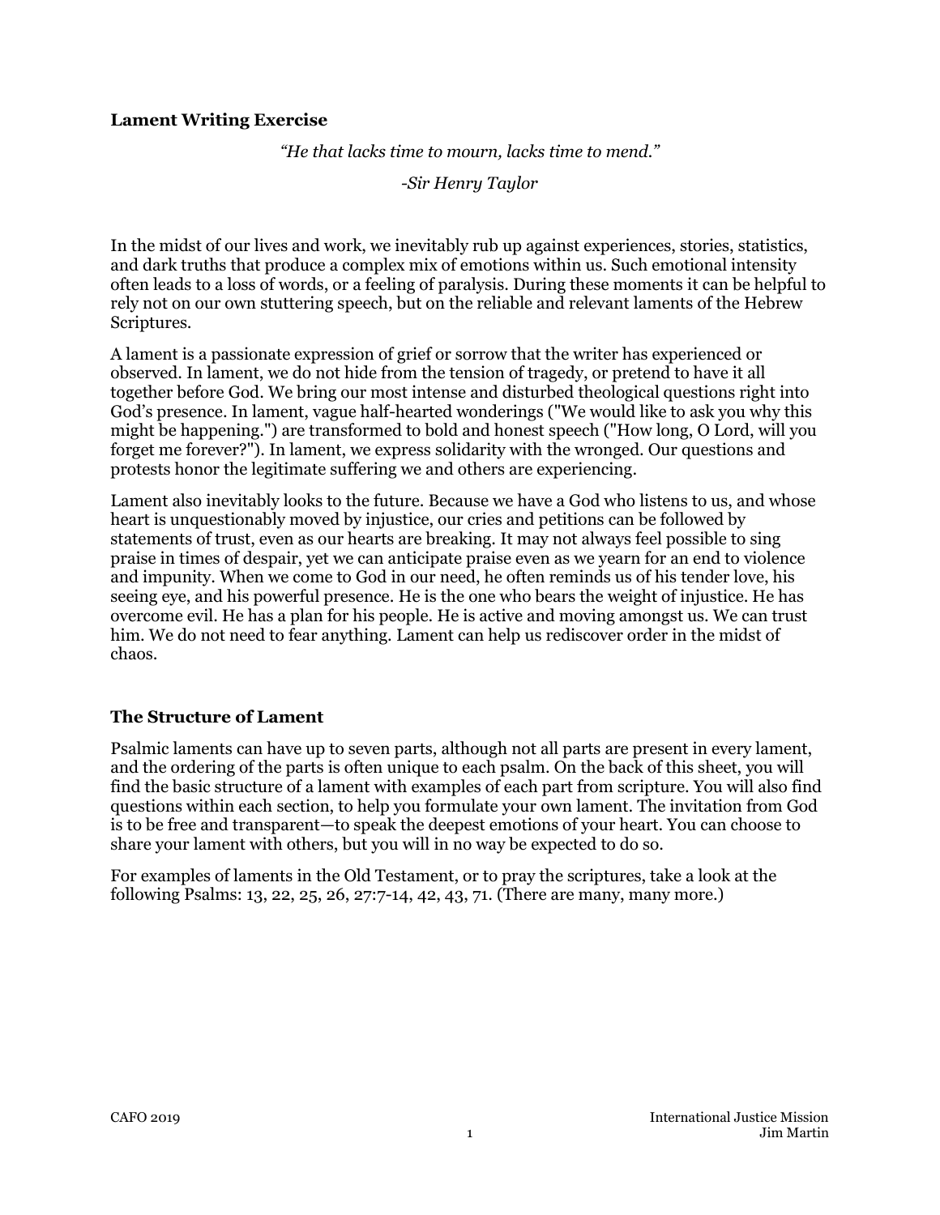## Lament Writing Exercise

*"He that lacks time to mourn, lacks time to mend."*

*-Sir Henry Taylor*

In the midst of our lives and work, we inevitably rub up against experiences, stories, statistics, and dark truths that produce a complex mix of emotions within us. Such emotional intensity often leads to a loss of words, or a feeling of paralysis. During these moments it can be helpful to rely not on our own stuttering speech, but on the reliable and relevant laments of the Hebrew Scriptures.

A lament is a passionate expression of grief or sorrow that the writer has experienced or observed. In lament, we do not hide from the tension of tragedy, or pretend to have it all together before God. We bring our most intense and disturbed theological questions right into God's presence. In lament, vague half-hearted wonderings ("We would like to ask you why this might be happening.") are transformed to bold and honest speech ("How long, O Lord, will you forget me forever?"). In lament, we express solidarity with the wronged. Our questions and protests honor the legitimate suffering we and others are experiencing.

Lament also inevitably looks to the future. Because we have a God who listens to us, and whose heart is unquestionably moved by injustice, our cries and petitions can be followed by statements of trust, even as our hearts are breaking. It may not always feel possible to sing praise in times of despair, yet we can anticipate praise even as we yearn for an end to violence and impunity. When we come to God in our need, he often reminds us of his tender love, his seeing eye, and his powerful presence. He is the one who bears the weight of injustice. He has overcome evil. He has a plan for his people. He is active and moving amongst us. We can trust him. We do not need to fear anything. Lament can help us rediscover order in the midst of chaos.

## The Structure of Lament

Psalmic laments can have up to seven parts, although not all parts are present in every lament, and the ordering of the parts is often unique to each psalm. On the back of this sheet, you will find the basic structure of a lament with examples of each part from scripture. You will also find questions within each section, to help you formulate your own lament. The invitation from God is to be free and transparent—to speak the deepest emotions of your heart. You can choose to share your lament with others, but you will in no way be expected to do so.

For examples of laments in the Old Testament, or to pray the scriptures, take a look at the following Psalms: 13, 22, 25, 26, 27:7-14, 42, 43, 71. (There are many, many more.)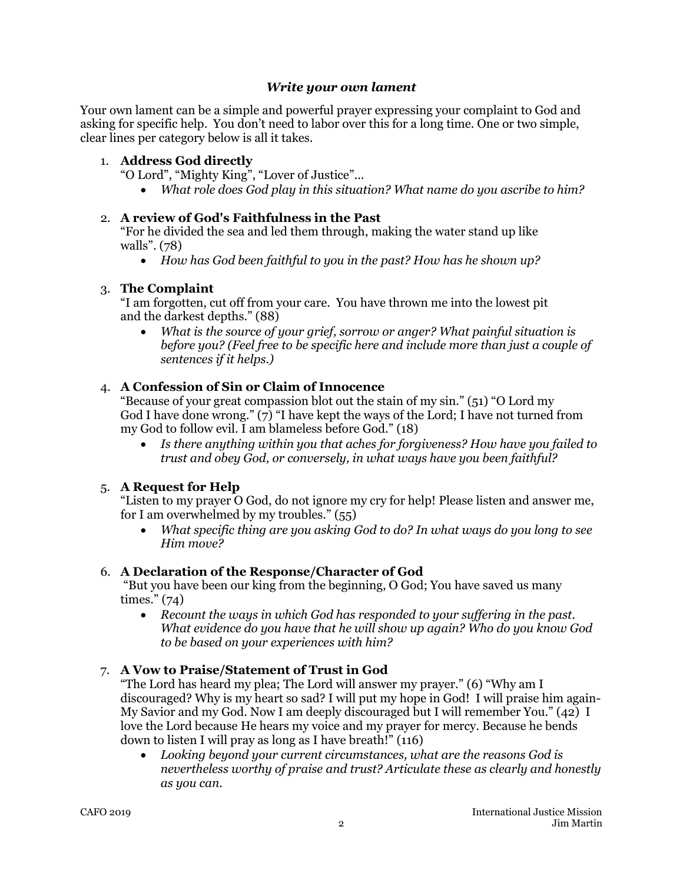### *Write your own lament*

Your own lament can be a simple and powerful prayer expressing your complaint to God and asking for specific help. You don't need to labor over this for a long time. One or two simple, clear lines per category below is all it takes.

1. **Address God directly**
   "O Lord", "Mighty King", "Lover of Justice"…
   - *What role does God play in this situation? What name do you ascribe to him?*

2. **A review of God's Faithfulness in the Past**
   "For he divided the sea and led them through, making the water stand up like walls". (78)
   - *How has God been faithful to you in the past? How has he shown up?*

3. **The Complaint**
   "I am forgotten, cut off from your care. You have thrown me into the lowest pit and the darkest depths." (88)
   - *What is the source of your grief, sorrow or anger? What painful situation is before you? (Feel free to be specific here and include more than just a couple of sentences if it helps.)*

4. **A Confession of Sin or Claim of Innocence**
   "Because of your great compassion blot out the stain of my sin." (51) "O Lord my God I have done wrong." (7) "I have kept the ways of the Lord; I have not turned from my God to follow evil. I am blameless before God." (18)
   - *Is there anything within you that aches for forgiveness? How have you failed to trust and obey God, or conversely, in what ways have you been faithful?*

5. **A Request for Help**
   "Listen to my prayer O God, do not ignore my cry for help! Please listen and answer me, for I am overwhelmed by my troubles." (55)
   - *What specific thing are you asking God to do? In what ways do you long to see Him move?*

6. **A Declaration of the Response/Character of God**
   "But you have been our king from the beginning, O God; You have saved us many times." (74)
   - *Recount the ways in which God has responded to your suffering in the past. What evidence do you have that he will show up again? Who do you know God to be based on your experiences with him?*

7. **A Vow to Praise/Statement of Trust in God**
   "The Lord has heard my plea; The Lord will answer my prayer." (6) "Why am I discouraged? Why is my heart so sad? I will put my hope in God! I will praise him again- My Savior and my God. Now I am deeply discouraged but I will remember You." (42) I love the Lord because He hears my voice and my prayer for mercy. Because he bends down to listen I will pray as long as I have breath!" (116)
   - *Looking beyond your current circumstances, what are the reasons God is nevertheless worthy of praise and trust? Articulate these as clearly and honestly as you can.*

CAFO 2019

International Justice Mission
Jim Martin